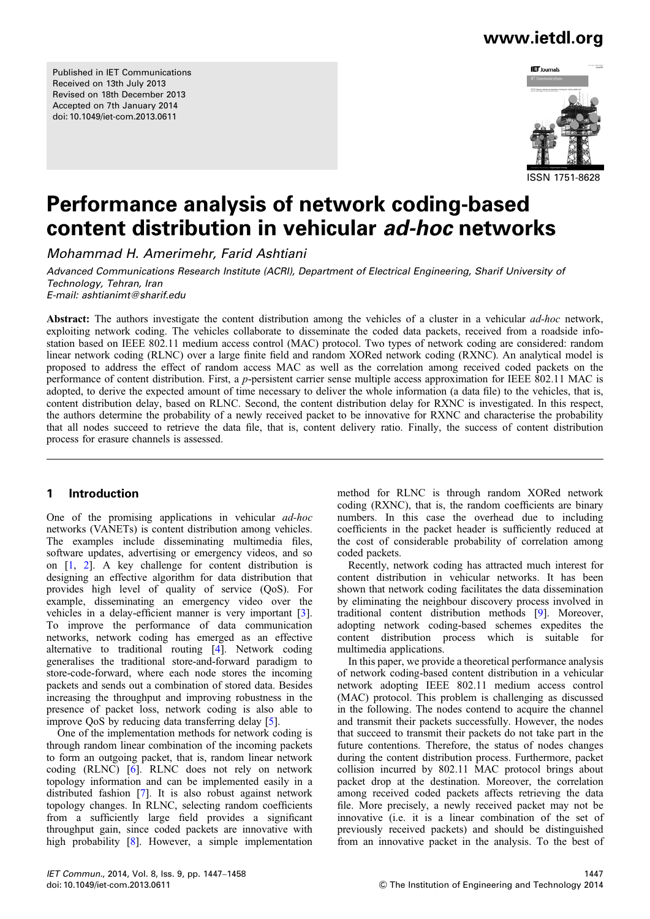Published in IET Communications
Received on 13th July 2013
Revised on 18th December 2013
Accepted on 7th January 2014
doi: 10.1049/iet-com.2013.0611

ISSN 1751-8628

# Performance analysis of network coding-based content distribution in vehicular *ad-hoc* networks

*Mohammad H. Amerimehr, Farid Ashtiani*

*Advanced Communications Research Institute (ACRI), Department of Electrical Engineering, Sharif University of Technology, Tehran, Iran*
*E-mail: ashtianimt@sharif.edu*

**Abstract:** The authors investigate the content distribution among the vehicles of a cluster in a vehicular *ad-hoc* network, exploiting network coding. The vehicles collaborate to disseminate the coded data packets, received from a roadside info-station based on IEEE 802.11 medium access control (MAC) protocol. Two types of network coding are considered: random linear network coding (RLNC) over a large finite field and random XORed network coding (RXNC). An analytical model is proposed to address the effect of random access MAC as well as the correlation among received coded packets on the performance of content distribution. First, a *p*-persistent carrier sense multiple access approximation for IEEE 802.11 MAC is adopted, to derive the expected amount of time necessary to deliver the whole information (a data file) to the vehicles, that is, content distribution delay, based on RLNC. Second, the content distribution delay for RXNC is investigated. In this respect, the authors determine the probability of a newly received packet to be innovative for RXNC and characterise the probability that all nodes succeed to retrieve the data file, that is, content delivery ratio. Finally, the success of content distribution process for erasure channels is assessed.

## 1 Introduction

One of the promising applications in vehicular *ad-hoc* networks (VANETs) is content distribution among vehicles. The examples include disseminating multimedia files, software updates, advertising or emergency videos, and so on [1, 2]. A key challenge for content distribution is designing an effective algorithm for data distribution that provides high level of quality of service (QoS). For example, disseminating an emergency video over the vehicles in a delay-efficient manner is very important [3]. To improve the performance of data communication networks, network coding has emerged as an effective alternative to traditional routing [4]. Network coding generalises the traditional store-and-forward paradigm to store-code-forward, where each node stores the incoming packets and sends out a combination of stored data. Besides increasing the throughput and improving robustness in the presence of packet loss, network coding is also able to improve QoS by reducing data transferring delay [5].

One of the implementation methods for network coding is through random linear combination of the incoming packets to form an outgoing packet, that is, random linear network coding (RLNC) [6]. RLNC does not rely on network topology information and can be implemented easily in a distributed fashion [7]. It is also robust against network topology changes. In RLNC, selecting random coefficients from a sufficiently large field provides a significant throughput gain, since coded packets are innovative with high probability [8]. However, a simple implementation method for RLNC is through random XORed network coding (RXNC), that is, the random coefficients are binary numbers. In this case the overhead due to including coefficients in the packet header is sufficiently reduced at the cost of considerable probability of correlation among coded packets.

Recently, network coding has attracted much interest for content distribution in vehicular networks. It has been shown that network coding facilitates the data dissemination by eliminating the neighbour discovery process involved in traditional content distribution methods [9]. Moreover, adopting network coding-based schemes expedites the content distribution process which is suitable for multimedia applications.

In this paper, we provide a theoretical performance analysis of network coding-based content distribution in a vehicular network adopting IEEE 802.11 medium access control (MAC) protocol. This problem is challenging as discussed in the following. The nodes contend to acquire the channel and transmit their packets successfully. However, the nodes that succeed to transmit their packets do not take part in the future contentions. Therefore, the status of nodes changes during the content distribution process. Furthermore, packet collision incurred by 802.11 MAC protocol brings about packet drop at the destination. Moreover, the correlation among received coded packets affects retrieving the data file. More precisely, a newly received packet may not be innovative (i.e. it is a linear combination of the set of previously received packets) and should be distinguished from an innovative packet in the analysis. To the best of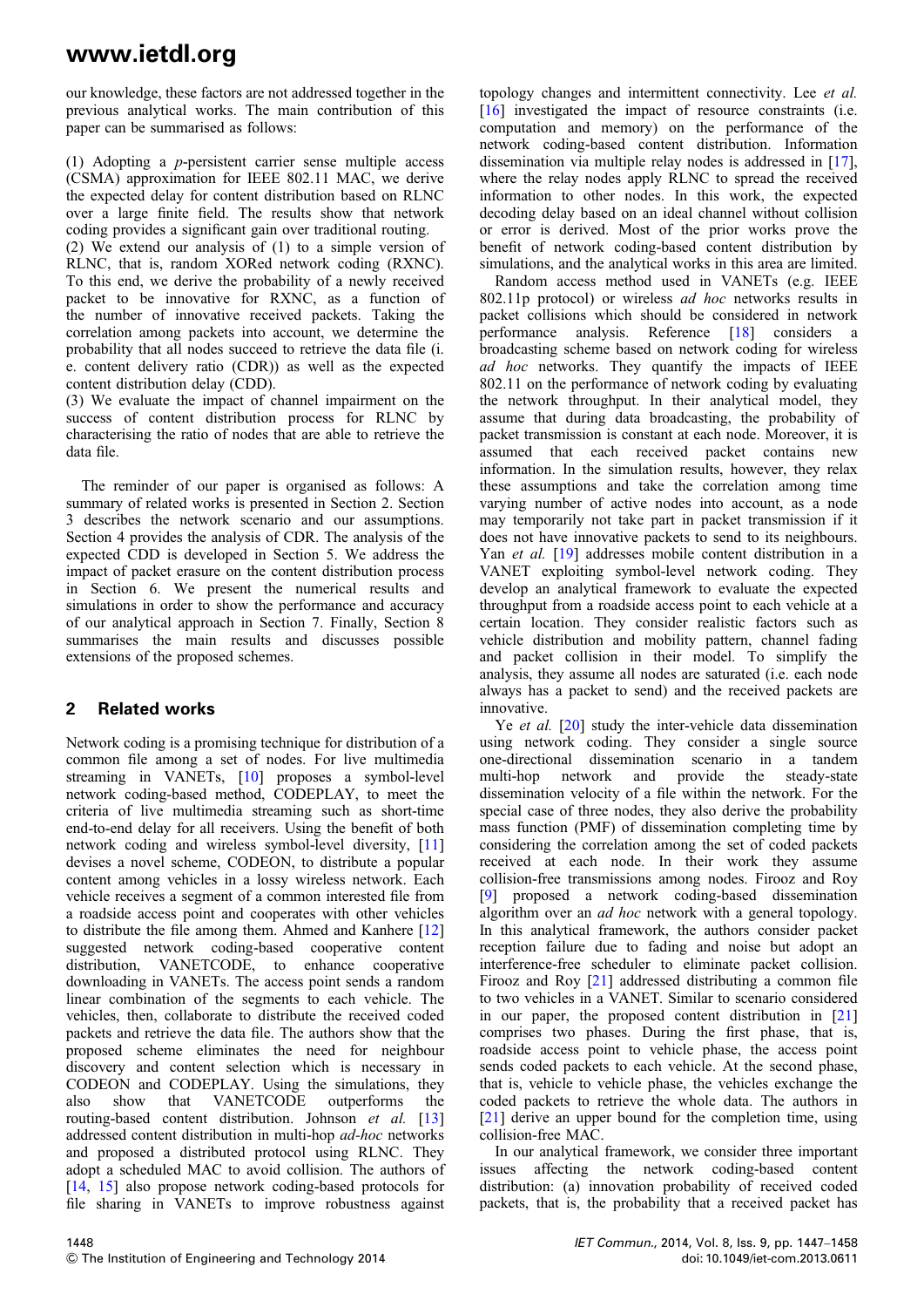our knowledge, these factors are not addressed together in the previous analytical works. The main contribution of this paper can be summarised as follows:

(1) Adopting a $p$-persistent carrier sense multiple access (CSMA) approximation for IEEE 802.11 MAC, we derive the expected delay for content distribution based on RLNC over a large finite field. The results show that network coding provides a significant gain over traditional routing.
(2) We extend our analysis of (1) to a simple version of RLNC, that is, random XORed network coding (RXNC). To this end, we derive the probability of a newly received packet to be innovative for RXNC, as a function of the number of innovative received packets. Taking the correlation among packets into account, we determine the probability that all nodes succeed to retrieve the data file (i.e. content delivery ratio (CDR)) as well as the expected content distribution delay (CDD).
(3) We evaluate the impact of channel impairment on the success of content distribution process for RLNC by characterising the ratio of nodes that are able to retrieve the data file.

The reminder of our paper is organised as follows: A summary of related works is presented in Section 2. Section 3 describes the network scenario and our assumptions. Section 4 provides the analysis of CDR. The analysis of the expected CDD is developed in Section 5. We address the impact of packet erasure on the content distribution process in Section 6. We present the numerical results and simulations in order to show the performance and accuracy of our analytical approach in Section 7. Finally, Section 8 summarises the main results and discusses possible extensions of the proposed schemes.

## 2 Related works

Network coding is a promising technique for distribution of a common file among a set of nodes. For live multimedia streaming in VANETs, [10] proposes a symbol-level network coding-based method, CODEPLAY, to meet the criteria of live multimedia streaming such as short-time end-to-end delay for all receivers. Using the benefit of both network coding and wireless symbol-level diversity, [11] devises a novel scheme, CODEON, to distribute a popular content among vehicles in a lossy wireless network. Each vehicle receives a segment of a common interested file from a roadside access point and cooperates with other vehicles to distribute the file among them. Ahmed and Kanhere [12] suggested network coding-based cooperative content distribution, VANETCODE, to enhance cooperative downloading in VANETs. The access point sends a random linear combination of the segments to each vehicle. The vehicles, then, collaborate to distribute the received coded packets and retrieve the data file. The authors show that the proposed scheme eliminates the need for neighbour discovery and content selection which is necessary in CODEON and CODEPLAY. Using the simulations, they also show that VANETCODE outperforms the routing-based content distribution. Johnson *et al.* [13] addressed content distribution in multi-hop *ad-hoc* networks and proposed a distributed protocol using RLNC. They adopt a scheduled MAC to avoid collision. The authors of [14, 15] also propose network coding-based protocols for file sharing in VANETs to improve robustness against topology changes and intermittent connectivity. Lee *et al.* [16] investigated the impact of resource constraints (i.e. computation and memory) on the performance of the network coding-based content distribution. Information dissemination via multiple relay nodes is addressed in [17], where the relay nodes apply RLNC to spread the received information to other nodes. In this work, the expected decoding delay based on an ideal channel without collision or error is derived. Most of the prior works prove the benefit of network coding-based content distribution by simulations, and the analytical works in this area are limited.

Random access method used in VANETs (e.g. IEEE 802.11p protocol) or wireless *ad hoc* networks results in packet collisions which should be considered in network performance analysis. Reference [18] considers a broadcasting scheme based on network coding for wireless *ad hoc* networks. They quantify the impacts of IEEE 802.11 on the performance of network coding by evaluating the network throughput. In their analytical model, they assume that during data broadcasting, the probability of packet transmission is constant at each node. Moreover, it is assumed that each received packet contains new information. In the simulation results, however, they relax these assumptions and take the correlation among time varying number of active nodes into account, as a node may temporarily not take part in packet transmission if it does not have innovative packets to send to its neighbours. Yan *et al.* [19] addresses mobile content distribution in a VANET exploiting symbol-level network coding. They develop an analytical framework to evaluate the expected throughput from a roadside access point to each vehicle at a certain location. They consider realistic factors such as vehicle distribution and mobility pattern, channel fading and packet collision in their model. To simplify the analysis, they assume all nodes are saturated (i.e. each node always has a packet to send) and the received packets are innovative.

Ye *et al.* [20] study the inter-vehicle data dissemination using network coding. They consider a single source one-directional dissemination scenario in a tandem multi-hop network and provide the steady-state dissemination velocity of a file within the network. For the special case of three nodes, they also derive the probability mass function (PMF) of dissemination completing time by considering the correlation among the set of coded packets received at each node. In their work they assume collision-free transmissions among nodes. Firooz and Roy [9] proposed a network coding-based dissemination algorithm over an *ad hoc* network with a general topology. In this analytical framework, the authors consider packet reception failure due to fading and noise but adopt an interference-free scheduler to eliminate packet collision. Firooz and Roy [21] addressed distributing a common file to two vehicles in a VANET. Similar to scenario considered in our paper, the proposed content distribution in [21] comprises two phases. During the first phase, that is, roadside access point to vehicle phase, the access point sends coded packets to each vehicle. At the second phase, that is, vehicle to vehicle phase, the vehicles exchange the coded packets to retrieve the whole data. The authors in [21] derive an upper bound for the completion time, using collision-free MAC.

In our analytical framework, we consider three important issues affecting the network coding-based content distribution: (a) innovation probability of received coded packets, that is, the probability that a received packet has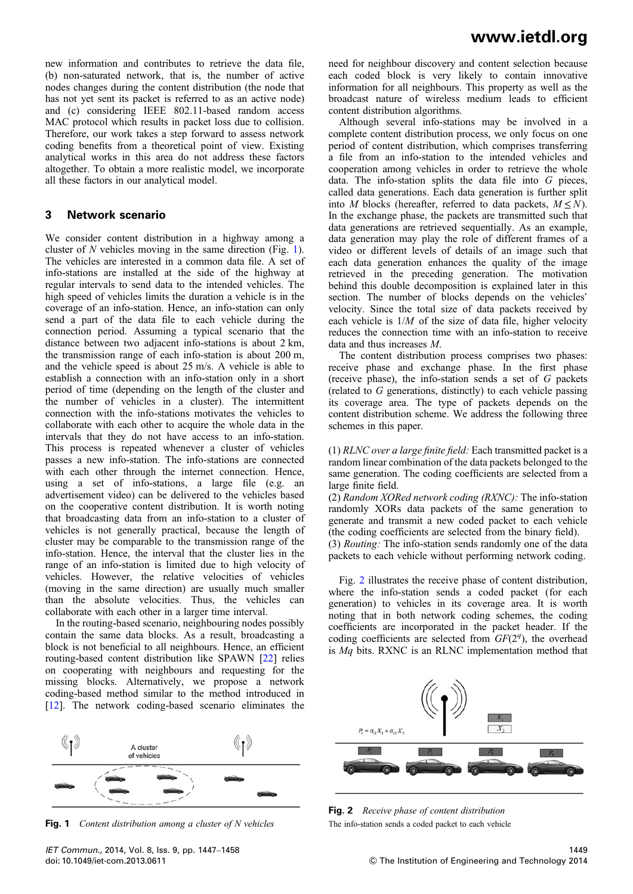new information and contributes to retrieve the data file, (b) non-saturated network, that is, the number of active nodes changes during the content distribution (the node that has not yet sent its packet is referred to as an active node) and (c) considering IEEE 802.11-based random access MAC protocol which results in packet loss due to collision. Therefore, our work takes a step forward to assess network coding benefits from a theoretical point of view. Existing analytical works in this area do not address these factors altogether. To obtain a more realistic model, we incorporate all these factors in our analytical model.

## 3 Network scenario

We consider content distribution in a highway among a cluster of $N$ vehicles moving in the same direction (Fig. 1). The vehicles are interested in a common data file. A set of info-stations are installed at the side of the highway at regular intervals to send data to the intended vehicles. The high speed of vehicles limits the duration a vehicle is in the coverage of an info-station. Hence, an info-station can only send a part of the data file to each vehicle during the connection period. Assuming a typical scenario that the distance between two adjacent info-stations is about 2 km, the transmission range of each info-station is about 200 m, and the vehicle speed is about 25 m/s. A vehicle is able to establish a connection with an info-station only in a short period of time (depending on the length of the cluster and the number of vehicles in a cluster). The intermittent connection with the info-stations motivates the vehicles to collaborate with each other to acquire the whole data in the intervals that they do not have access to an info-station. This process is repeated whenever a cluster of vehicles passes a new info-station. The info-stations are connected with each other through the internet connection. Hence, using a set of info-stations, a large file (e.g. an advertisement video) can be delivered to the vehicles based on the cooperative content distribution. It is worth noting that broadcasting data from an info-station to a cluster of vehicles is not generally practical, because the length of cluster may be comparable to the transmission range of the info-station. Hence, the interval that the cluster lies in the range of an info-station is limited due to high velocity of vehicles. However, the relative velocities of vehicles (moving in the same direction) are usually much smaller than the absolute velocities. Thus, the vehicles can collaborate with each other in a larger time interval.

In the routing-based scenario, neighbouring nodes possibly contain the same data blocks. As a result, broadcasting a block is not beneficial to all neighbours. Hence, an efficient routing-based content distribution like SPAWN [22] relies on cooperating with neighbours and requesting for the missing blocks. Alternatively, we propose a network coding-based method similar to the method introduced in [12]. The network coding-based scenario eliminates the need for neighbour discovery and content selection because each coded block is very likely to contain innovative information for all neighbours. This property as well as the broadcast nature of wireless medium leads to efficient content distribution algorithms.

Although several info-stations may be involved in a complete content distribution process, we only focus on one period of content distribution, which comprises transferring a file from an info-station to the intended vehicles and cooperation among vehicles in order to retrieve the whole data. The info-station splits the data file into $G$ pieces, called data generations. Each data generation is further split into $M$ blocks (hereafter, referred to data packets, $M \leq N$). In the exchange phase, the packets are transmitted such that data generations are retrieved sequentially. As an example, data generation may play the role of different frames of a video or different levels of details of an image such that each data generation enhances the quality of the image retrieved in the preceding generation. The motivation behind this double decomposition is explained later in this section. The number of blocks depends on the vehicles' velocity. Since the total size of data packets received by each vehicle is $1/M$ of the size of data file, higher velocity reduces the connection time with an info-station to receive data and thus increases $M$.

The content distribution process comprises two phases: receive phase and exchange phase. In the first phase (receive phase), the info-station sends a set of $G$ packets (related to $G$ generations, distinctly) to each vehicle passing its coverage area. The type of packets depends on the content distribution scheme. We address the following three schemes in this paper.

(1) *RLNC over a large finite field:* Each transmitted packet is a random linear combination of the data packets belonged to the same generation. The coding coefficients are selected from a large finite field.
(2) *Random XORed network coding (RXNC):* The info-station randomly XORs data packets of the same generation to generate and transmit a new coded packet to each vehicle (the coding coefficients are selected from the binary field).
(3) *Routing:* The info-station sends randomly one of the data packets to each vehicle without performing network coding.

Fig. 2 illustrates the receive phase of content distribution, where the info-station sends a coded packet (for each generation) to vehicles in its coverage area. It is worth noting that in both network coding schemes, the coding coefficients are incorporated in the packet header. If the coding coefficients are selected from $GF(2^q)$, the overhead is $Mq$ bits. RXNC is an RLNC implementation method that

**Fig. 1** *Content distribution among a cluster of N vehicles*

**Fig. 2** *Receive phase of content distribution*
The info-station sends a coded packet to each vehicle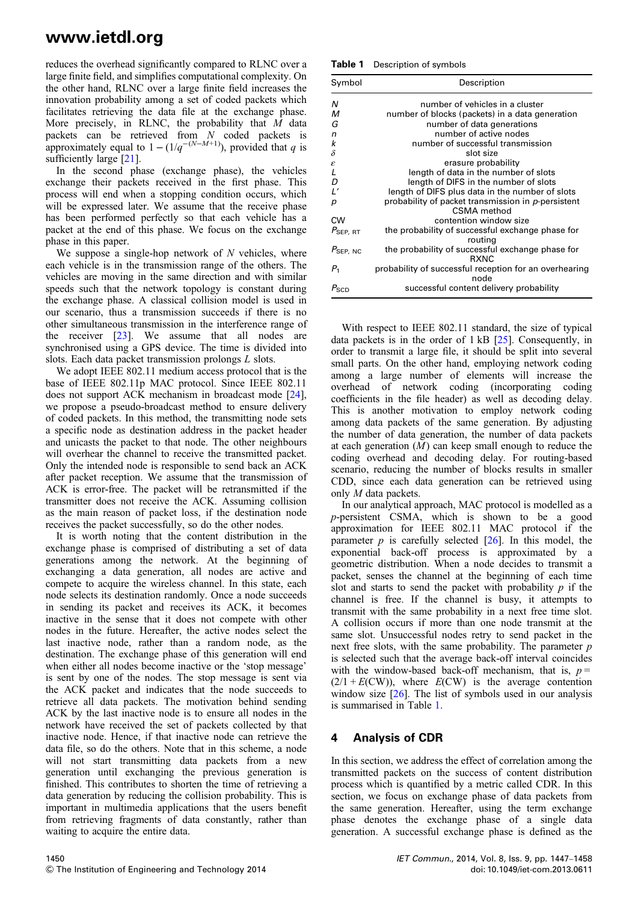reduces the overhead significantly compared to RLNC over a large finite field, and simplifies computational complexity. On the other hand, RLNC over a large finite field increases the innovation probability among a set of coded packets which facilitates retrieving the data file at the exchange phase. More precisely, in RLNC, the probability that $M$ data packets can be retrieved from $N$ coded packets is approximately equal to $1-(1/q^{-(N-M+1)})$, provided that $q$ is sufficiently large [21].

In the second phase (exchange phase), the vehicles exchange their packets received in the first phase. This process will end when a stopping condition occurs, which will be expressed later. We assume that the receive phase has been performed perfectly so that each vehicle has a packet at the end of this phase. We focus on the exchange phase in this paper.

We suppose a single-hop network of $N$ vehicles, where each vehicle is in the transmission range of the others. The vehicles are moving in the same direction and with similar speeds such that the network topology is constant during the exchange phase. A classical collision model is used in our scenario, thus a transmission succeeds if there is no other simultaneous transmission in the interference range of the receiver [23]. We assume that all nodes are synchronised using a GPS device. The time is divided into slots. Each data packet transmission prolongs $L$ slots.

We adopt IEEE 802.11 medium access protocol that is the base of IEEE 802.11p MAC protocol. Since IEEE 802.11 does not support ACK mechanism in broadcast mode [24], we propose a pseudo-broadcast method to ensure delivery of coded packets. In this method, the transmitting node sets a specific node as destination address in the packet header and unicasts the packet to that node. The other neighbours will overhear the channel to receive the transmitted packet. Only the intended node is responsible to send back an ACK after packet reception. We assume that the transmission of ACK is error-free. The packet will be retransmitted if the transmitter does not receive the ACK. Assuming collision as the main reason of packet loss, if the destination node receives the packet successfully, so do the other nodes.

It is worth noting that the content distribution in the exchange phase is comprised of distributing a set of data generations among the network. At the beginning of exchanging a data generation, all nodes are active and compete to acquire the wireless channel. In this state, each node selects its destination randomly. Once a node succeeds in sending its packet and receives its ACK, it becomes inactive in the sense that it does not compete with other nodes in the future. Hereafter, the active nodes select the last inactive node, rather than a random node, as the destination. The exchange phase of this generation will end when either all nodes become inactive or the 'stop message' is sent by one of the nodes. The stop message is sent via the ACK packet and indicates that the node succeeds to retrieve all data packets. The motivation behind sending ACK by the last inactive node is to ensure all nodes in the network have received the set of packets collected by that inactive node. Hence, if that inactive node can retrieve the data file, so do the others. Note that in this scheme, a node will not start transmitting data packets from a new generation until exchanging the previous generation is finished. This contributes to shorten the time of retrieving a data generation by reducing the collision probability. This is important in multimedia applications that the users benefit from retrieving fragments of data constantly, rather than waiting to acquire the entire data.

**Table 1** Description of symbols

| Symbol | Description |
|---|---|
| $N$ | number of vehicles in a cluster |
| $M$ | number of blocks (packets) in a data generation |
| $G$ | number of data generations |
| $n$ | number of active nodes |
| $k$ | number of successful transmission |
| $\delta$ | slot size |
| $\varepsilon$ | erasure probability |
| $L$ | length of data in the number of slots |
| $D$ | length of DIFS in the number of slots |
| $L'$ | length of DIFS plus data in the number of slots |
| $p$ | probability of packet transmission in $p$-persistent CSMA method |
| CW | contention window size |
| $P_{\text{SEP, RT}}$ | the probability of successful exchange phase for routing |
| $P_{\text{SEP, NC}}$ | the probability of successful exchange phase for RXNC |
| $P_1$ | probability of successful reception for an overhearing node |
| $P_{\text{SCD}}$ | successful content delivery probability |

With respect to IEEE 802.11 standard, the size of typical data packets is in the order of 1 kB [25]. Consequently, in order to transmit a large file, it should be split into several small parts. On the other hand, employing network coding among a large number of elements will increase the overhead of network coding (incorporating coding coefficients in the file header) as well as decoding delay. This is another motivation to employ network coding among data packets of the same generation. By adjusting the number of data generation, the number of data packets at each generation ($M$) can keep small enough to reduce the coding overhead and decoding delay. For routing-based scenario, reducing the number of blocks results in smaller CDD, since each data generation can be retrieved using only $M$ data packets.

In our analytical approach, MAC protocol is modelled as a $p$-persistent CSMA, which is shown to be a good approximation for IEEE 802.11 MAC protocol if the parameter $p$ is carefully selected [26]. In this model, the exponential back-off process is approximated by a geometric distribution. When a node decides to transmit a packet, senses the channel at the beginning of each time slot and starts to send the packet with probability $p$ if the channel is free. If the channel is busy, it attempts to transmit with the same probability in a next free time slot. A collision occurs if more than one node transmit at the same slot. Unsuccessful nodes retry to send packet in the next free slots, with the same probability. The parameter $p$ is selected such that the average back-off interval coincides with the window-based back-off mechanism, that is, $p = (2/1 + E(\text{CW}))$, where $E(\text{CW})$ is the average contention window size [26]. The list of symbols used in our analysis is summarised in Table 1.

## 4 Analysis of CDR

In this section, we address the effect of correlation among the transmitted packets on the success of content distribution process which is quantified by a metric called CDR. In this section, we focus on exchange phase of data packets from the same generation. Hereafter, using the term exchange phase denotes the exchange phase of a single data generation. A successful exchange phase is defined as the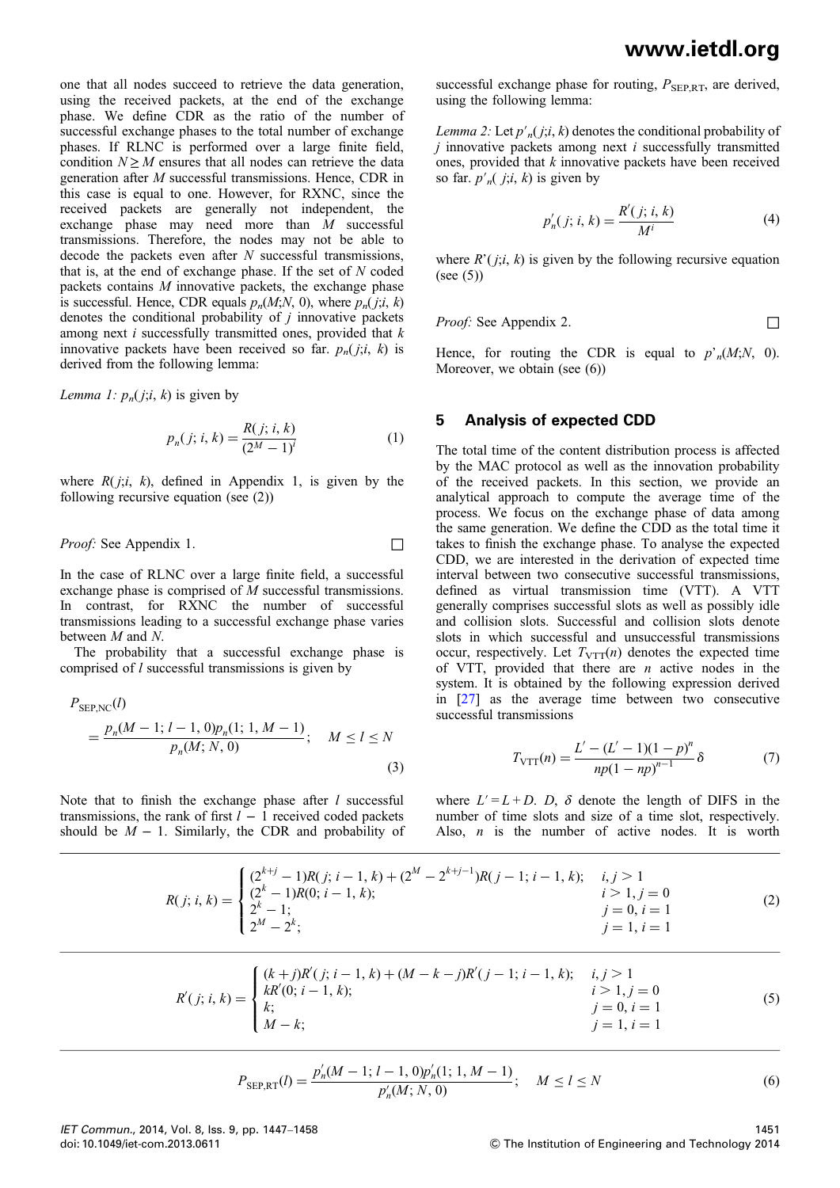one that all nodes succeed to retrieve the data generation, using the received packets, at the end of the exchange phase. We define CDR as the ratio of the number of successful exchange phases to the total number of exchange phases. If RLNC is performed over a large finite field, condition $N \geq M$ ensures that all nodes can retrieve the data generation after $M$ successful transmissions. Hence, CDR in this case is equal to one. However, for RXNC, since the received packets are generally not independent, the exchange phase may need more than $M$ successful transmissions. Therefore, the nodes may not be able to decode the packets even after $N$ successful transmissions, that is, at the end of exchange phase. If the set of $N$ coded packets contains $M$ innovative packets, the exchange phase is successful. Hence, CDR equals $p_n(M;N, 0)$, where $p_n(j;i, k)$ denotes the conditional probability of $j$ innovative packets among next $i$ successfully transmitted ones, provided that $k$ innovative packets have been received so far. $p_n(j;i, k)$ is derived from the following lemma:

*Lemma 1:* $p_n(j;i, k)$ is given by

$$p_n(j;\, i,\, k) = \frac{R(j;\, i,\, k)}{(2^M - 1)^i} \tag{1}$$

where $R(j;i, k)$, defined in Appendix 1, is given by the following recursive equation (see (2))

*Proof:* See Appendix 1. □

In the case of RLNC over a large finite field, a successful exchange phase is comprised of $M$ successful transmissions. In contrast, for RXNC the number of successful transmissions leading to a successful exchange phase varies between $M$ and $N$.

The probability that a successful exchange phase is comprised of $l$ successful transmissions is given by

$$P_{\text{SEP,NC}}(l) = \frac{p_n(M-1;\, l-1,\, 0)p_n(1;\, 1,\, M-1)}{p_n(M;\, N,\, 0)}; \quad M \leq l \leq N \tag{3}$$

Note that to finish the exchange phase after $l$ successful transmissions, the rank of first $l - 1$ received coded packets should be $M - 1$. Similarly, the CDR and probability of successful exchange phase for routing, $P_{\text{SEP,RT}}$, are derived, using the following lemma:

*Lemma 2:* Let $p'_n(j;i, k)$ denotes the conditional probability of $j$ innovative packets among next $i$ successfully transmitted ones, provided that $k$ innovative packets have been received so far. $p'_n(j;i, k)$ is given by

$$p'_n(j;\, i,\, k) = \frac{R'(j;\, i,\, k)}{M^i} \tag{4}$$

where $R'(j;i, k)$ is given by the following recursive equation (see (5))

*Proof:* See Appendix 2. □

Hence, for routing the CDR is equal to $p'_n(M;N, 0)$. Moreover, we obtain (see (6))

## 5 Analysis of expected CDD

The total time of the content distribution process is affected by the MAC protocol as well as the innovation probability of the received packets. In this section, we provide an analytical approach to compute the average time of the process. We focus on the exchange phase of data among the same generation. We define the CDD as the total time it takes to finish the exchange phase. To analyse the expected CDD, we are interested in the derivation of expected time interval between two consecutive successful transmissions, defined as virtual transmission time (VTT). A VTT generally comprises successful slots as well as possibly idle and collision slots. Successful and collision slots denote slots in which successful and unsuccessful transmissions occur, respectively. Let $T_{\text{VTT}}(n)$ denotes the expected time of VTT, provided that there are $n$ active nodes in the system. It is obtained by the following expression derived in [27] as the average time between two consecutive successful transmissions

$$T_{\text{VTT}}(n) = \frac{L' - (L' - 1)(1-p)^n}{np(1-np)^{n-1}}\delta \tag{7}$$

where $L' = L + D$. $D$, $\delta$ denote the length of DIFS in the number of time slots and size of a time slot, respectively. Also, $n$ is the number of active nodes. It is worth

$$R(j;\, i,\, k) = \begin{cases} (2^{k+j} - 1)R(j;\, i-1,\, k) + (2^M - 2^{k+j-1})R(j-1;\, i-1,\, k); & i, j > 1 \\ (2^k - 1)R(0;\, i-1,\, k); & i > 1, j = 0 \\ 2^k - 1; & j = 0, i = 1 \\ 2^M - 2^k; & j = 1, i = 1 \end{cases} \tag{2}$$

$$R'(j;\, i,\, k) = \begin{cases} (k+j)R'(j;\, i-1,\, k) + (M-k-j)R'(j-1;\, i-1,\, k); & i, j > 1 \\ kR'(0;\, i-1,\, k); & i > 1, j = 0 \\ k; & j = 0, i = 1 \\ M - k; & j = 1, i = 1 \end{cases} \tag{5}$$

$$P_{\text{SEP,RT}}(l) = \frac{p'_n(M-1;\, l-1,\, 0)p'_n(1;\, 1,\, M-1)}{p'_n(M;\, N,\, 0)}; \quad M \leq l \leq N \tag{6}$$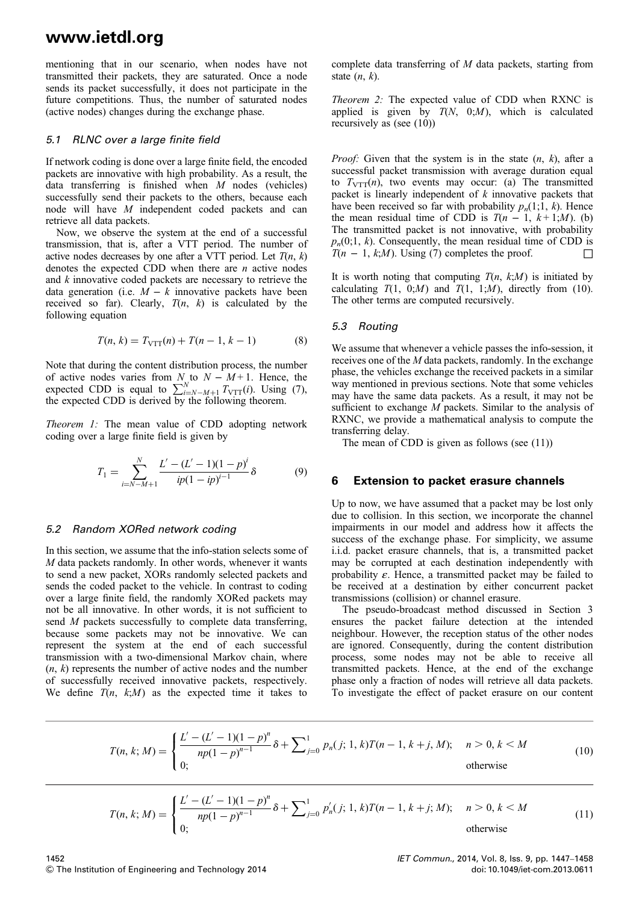mentioning that in our scenario, when nodes have not transmitted their packets, they are saturated. Once a node sends its packet successfully, it does not participate in the future competitions. Thus, the number of saturated nodes (active nodes) changes during the exchange phase.

### 5.1 RLNC over a large finite field

If network coding is done over a large finite field, the encoded packets are innovative with high probability. As a result, the data transferring is finished when $M$ nodes (vehicles) successfully send their packets to the others, because each node will have $M$ independent coded packets and can retrieve all data packets.

Now, we observe the system at the end of a successful transmission, that is, after a VTT period. The number of active nodes decreases by one after a VTT period. Let $T(n, k)$ denotes the expected CDD when there are $n$ active nodes and $k$ innovative coded packets are necessary to retrieve the data generation (i.e. $M - k$ innovative packets have been received so far). Clearly, $T(n, k)$ is calculated by the following equation

$$T(n, k) = T_{\mathrm{VTT}}(n) + T(n-1, k-1) \tag{8}$$

Note that during the content distribution process, the number of active nodes varies from $N$ to $N - M + 1$. Hence, the expected CDD is equal to $\sum_{i=N-M+1}^{N} T_{\mathrm{VTT}}(i)$. Using (7), the expected CDD is derived by the following theorem.

*Theorem 1:* The mean value of CDD adopting network coding over a large finite field is given by

$$T_1 = \sum_{i=N-M+1}^{N} \frac{L' - (L'-1)(1-p)^i}{ip(1-ip)^{i-1}} \delta \tag{9}$$

### 5.2 Random XORed network coding

In this section, we assume that the info-station selects some of $M$ data packets randomly. In other words, whenever it wants to send a new packet, XORs randomly selected packets and sends the coded packet to the vehicle. In contrast to coding over a large finite field, the randomly XORed packets may not be all innovative. In other words, it is not sufficient to send $M$ packets successfully to complete data transferring, because some packets may not be innovative. We can represent the system at the end of each successful transmission with a two-dimensional Markov chain, where $(n, k)$ represents the number of active nodes and the number of successfully received innovative packets, respectively. We define $T(n, k;M)$ as the expected time it takes to complete data transferring of $M$ data packets, starting from state $(n, k)$.

*Theorem 2:* The expected value of CDD when RXNC is applied is given by $T(N, 0;M)$, which is calculated recursively as (see (10))

*Proof:* Given that the system is in the state $(n, k)$, after a successful packet transmission with average duration equal to $T_{\mathrm{VTT}}(n)$, two events may occur: (a) The transmitted packet is linearly independent of $k$ innovative packets that have been received so far with probability $p_n(1;1, k)$. Hence the mean residual time of CDD is $T(n-1, k+1;M)$. (b) The transmitted packet is not innovative, with probability $p_n(0;1, k)$. Consequently, the mean residual time of CDD is $T(n-1, k;M)$. Using (7) completes the proof. □

It is worth noting that computing $T(n, k;M)$ is initiated by calculating $T(1, 0;M)$ and $T(1, 1;M)$, directly from (10). The other terms are computed recursively.

### 5.3 Routing

We assume that whenever a vehicle passes the info-session, it receives one of the $M$ data packets, randomly. In the exchange phase, the vehicles exchange the received packets in a similar way mentioned in previous sections. Note that some vehicles may have the same data packets. As a result, it may not be sufficient to exchange $M$ packets. Similar to the analysis of RXNC, we provide a mathematical analysis to compute the transferring delay.

The mean of CDD is given as follows (see (11))

## 6 Extension to packet erasure channels

Up to now, we have assumed that a packet may be lost only due to collision. In this section, we incorporate the channel impairments in our model and address how it affects the success of the exchange phase. For simplicity, we assume i.i.d. packet erasure channels, that is, a transmitted packet may be corrupted at each destination independently with probability $\varepsilon$. Hence, a transmitted packet may be failed to be received at a destination by either concurrent packet transmissions (collision) or channel erasure.

The pseudo-broadcast method discussed in Section 3 ensures the packet failure detection at the intended neighbour. However, the reception status of the other nodes are ignored. Consequently, during the content distribution process, some nodes may not be able to receive all transmitted packets. Hence, at the end of the exchange phase only a fraction of nodes will retrieve all data packets. To investigate the effect of packet erasure on our content

$$T(n, k; M) = \begin{cases} \dfrac{L' - (L'-1)(1-p)^n}{np(1-p)^{n-1}} \delta + \sum_{j=0}^{1} p_n(j; 1, k) T(n-1, k+j, M); & n > 0, k < M \\ 0; & \text{otherwise} \end{cases} \tag{10}$$

$$T(n, k; M) = \begin{cases} \dfrac{L' - (L'-1)(1-p)^n}{np(1-p)^{n-1}} \delta + \sum_{j=0}^{1} p'_n(j; 1, k) T(n-1, k+j; M); & n > 0, k < M \\ 0; & \text{otherwise} \end{cases} \tag{11}$$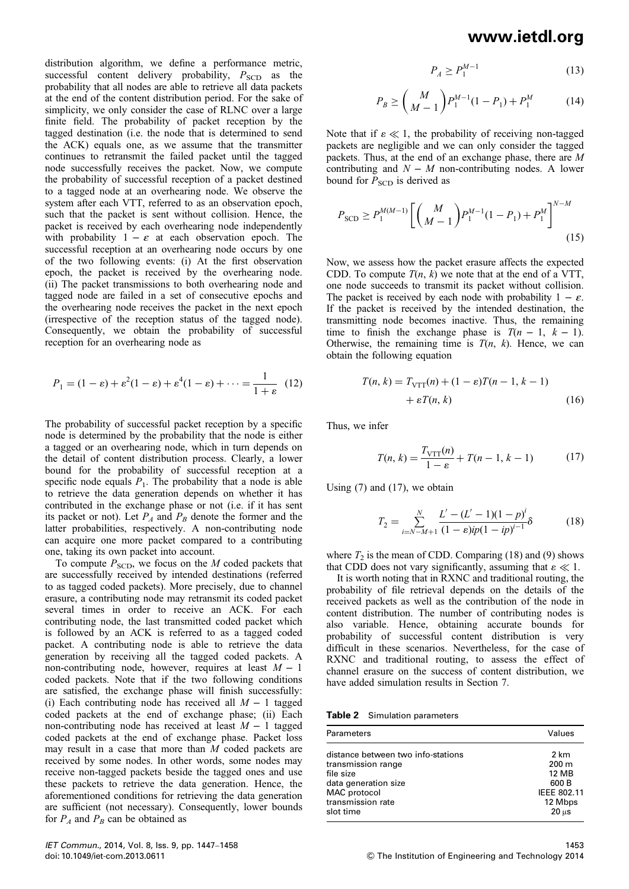distribution algorithm, we define a performance metric, successful content delivery probability, $P_{SCD}$ as the probability that all nodes are able to retrieve all data packets at the end of the content distribution period. For the sake of simplicity, we only consider the case of RLNC over a large finite field. The probability of packet reception by the tagged destination (i.e. the node that is determined to send the ACK) equals one, as we assume that the transmitter continues to retransmit the failed packet until the tagged node successfully receives the packet. Now, we compute the probability of successful reception of a packet destined to a tagged node at an overhearing node. We observe the system after each VTT, referred to as an observation epoch, such that the packet is sent without collision. Hence, the packet is received by each overhearing node independently with probability $1 - \varepsilon$ at each observation epoch. The successful reception at an overhearing node occurs by one of the two following events: (i) At the first observation epoch, the packet is received by the overhearing node. (ii) The packet transmissions to both overhearing node and tagged node are failed in a set of consecutive epochs and the overhearing node receives the packet in the next epoch (irrespective of the reception status of the tagged node). Consequently, we obtain the probability of successful reception for an overhearing node as

$$P_1 = (1 - \varepsilon) + \varepsilon^2(1 - \varepsilon) + \varepsilon^4(1 - \varepsilon) + \cdots = \frac{1}{1 + \varepsilon} \quad (12)$$

The probability of successful packet reception by a specific node is determined by the probability that the node is either a tagged or an overhearing node, which in turn depends on the detail of content distribution process. Clearly, a lower bound for the probability of successful reception at a specific node equals $P_1$. The probability that a node is able to retrieve the data generation depends on whether it has contributed in the exchange phase or not (i.e. if it has sent its packet or not). Let $P_A$ and $P_B$ denote the former and the latter probabilities, respectively. A non-contributing node can acquire one more packet compared to a contributing one, taking its own packet into account.

To compute $P_{SCD}$, we focus on the $M$ coded packets that are successfully received by intended destinations (referred to as tagged coded packets). More precisely, due to channel erasure, a contributing node may retransmit its coded packet several times in order to receive an ACK. For each contributing node, the last transmitted coded packet which is followed by an ACK is referred to as a tagged coded packet. A contributing node is able to retrieve the data generation by receiving all the tagged coded packets. A non-contributing node, however, requires at least $M - 1$ coded packets. Note that if the two following conditions are satisfied, the exchange phase will finish successfully: (i) Each contributing node has received all $M - 1$ tagged coded packets at the end of exchange phase; (ii) Each non-contributing node has received at least $M - 1$ tagged coded packets at the end of exchange phase. Packet loss may result in a case that more than $M$ coded packets are received by some nodes. In other words, some nodes may receive non-tagged packets beside the tagged ones and use these packets to retrieve the data generation. Hence, the aforementioned conditions for retrieving the data generation are sufficient (not necessary). Consequently, lower bounds for $P_A$ and $P_B$ can be obtained as

$$P_A \geq P_1^{M-1} \quad (13)$$

$$P_B \geq \binom{M}{M-1} P_1^{M-1}(1 - P_1) + P_1^M \quad (14)$$

Note that if $\varepsilon \ll 1$, the probability of receiving non-tagged packets are negligible and we can only consider the tagged packets. Thus, at the end of an exchange phase, there are $M$ contributing and $N - M$ non-contributing nodes. A lower bound for $P_{SCD}$ is derived as

$$P_{SCD} \geq P_1^{M(M-1)} \left[ \binom{M}{M-1} P_1^{M-1}(1 - P_1) + P_1^M \right]^{N-M} \quad (15)$$

Now, we assess how the packet erasure affects the expected CDD. To compute $T(n, k)$ we note that at the end of a VTT, one node succeeds to transmit its packet without collision. The packet is received by each node with probability $1 - \varepsilon$. If the packet is received by the intended destination, the transmitting node becomes inactive. Thus, the remaining time to finish the exchange phase is $T(n - 1, k - 1)$. Otherwise, the remaining time is $T(n, k)$. Hence, we can obtain the following equation

$$T(n, k) = T_{VTT}(n) + (1 - \varepsilon)T(n - 1, k - 1) + \varepsilon T(n, k) \quad (16)$$

Thus, we infer

$$T(n, k) = \frac{T_{VTT}(n)}{1 - \varepsilon} + T(n - 1, k - 1) \quad (17)$$

Using (7) and (17), we obtain

$$T_2 = \sum_{i=N-M+1}^{N} \frac{L' - (L' - 1)(1 - p)^i}{(1 - \varepsilon)ip(1 - ip)^{i-1}}\delta \quad (18)$$

where $T_2$ is the mean of CDD. Comparing (18) and (9) shows that CDD does not vary significantly, assuming that $\varepsilon \ll 1$.

It is worth noting that in RXNC and traditional routing, the probability of file retrieval depends on the details of the received packets as well as the contribution of the node in content distribution. The number of contributing nodes is also variable. Hence, obtaining accurate bounds for probability of successful content distribution is very difficult in these scenarios. Nevertheless, for the case of RXNC and traditional routing, to assess the effect of channel erasure on the success of content distribution, we have added simulation results in Section 7.

**Table 2** Simulation parameters

| Parameters | Values |
|---|---|
| distance between two info-stations | 2 km |
| transmission range | 200 m |
| file size | 12 MB |
| data generation size | 600 B |
| MAC protocol | IEEE 802.11 |
| transmission rate | 12 Mbps |
| slot time | 20 μs |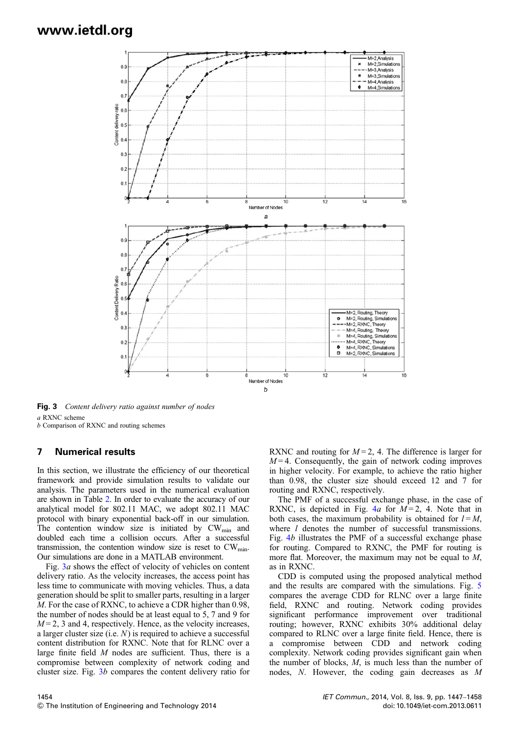**Fig. 3** *Content delivery ratio against number of nodes*
*a* RXNC scheme
*b* Comparison of RXNC and routing schemes

## 7 Numerical results

In this section, we illustrate the efficiency of our theoretical framework and provide simulation results to validate our analysis. The parameters used in the numerical evaluation are shown in Table 2. In order to evaluate the accuracy of our analytical model for 802.11 MAC, we adopt 802.11 MAC protocol with binary exponential back-off in our simulation. The contention window size is initiated by $CW_{min}$ and doubled each time a collision occurs. After a successful transmission, the contention window size is reset to $CW_{min}$. Our simulations are done in a MATLAB environment.

Fig. 3*a* shows the effect of velocity of vehicles on content delivery ratio. As the velocity increases, the access point has less time to communicate with moving vehicles. Thus, a data generation should be split to smaller parts, resulting in a larger $M$. For the case of RXNC, to achieve a CDR higher than 0.98, the number of nodes should be at least equal to 5, 7 and 9 for $M = 2$, 3 and 4, respectively. Hence, as the velocity increases, a larger cluster size (i.e. $N$) is required to achieve a successful content distribution for RXNC. Note that for RLNC over a large finite field $M$ nodes are sufficient. Thus, there is a compromise between complexity of network coding and cluster size. Fig. 3*b* compares the content delivery ratio for RXNC and routing for $M = 2$, 4. The difference is larger for $M = 4$. Consequently, the gain of network coding improves in higher velocity. For example, to achieve the ratio higher than 0.98, the cluster size should exceed 12 and 7 for routing and RXNC, respectively.

The PMF of a successful exchange phase, in the case of RXNC, is depicted in Fig. 4*a* for $M = 2$, 4. Note that in both cases, the maximum probability is obtained for $l = M$, where $l$ denotes the number of successful transmissions. Fig. 4*b* illustrates the PMF of a successful exchange phase for routing. Compared to RXNC, the PMF for routing is more flat. Moreover, the maximum may not be equal to $M$, as in RXNC.

CDD is computed using the proposed analytical method and the results are compared with the simulations. Fig. 5 compares the average CDD for RLNC over a large finite field, RXNC and routing. Network coding provides significant performance improvement over traditional routing; however, RXNC exhibits 30% additional delay compared to RLNC over a large finite field. Hence, there is a compromise between CDD and network coding complexity. Network coding provides significant gain when the number of blocks, $M$, is much less than the number of nodes, $N$. However, the coding gain decreases as $M$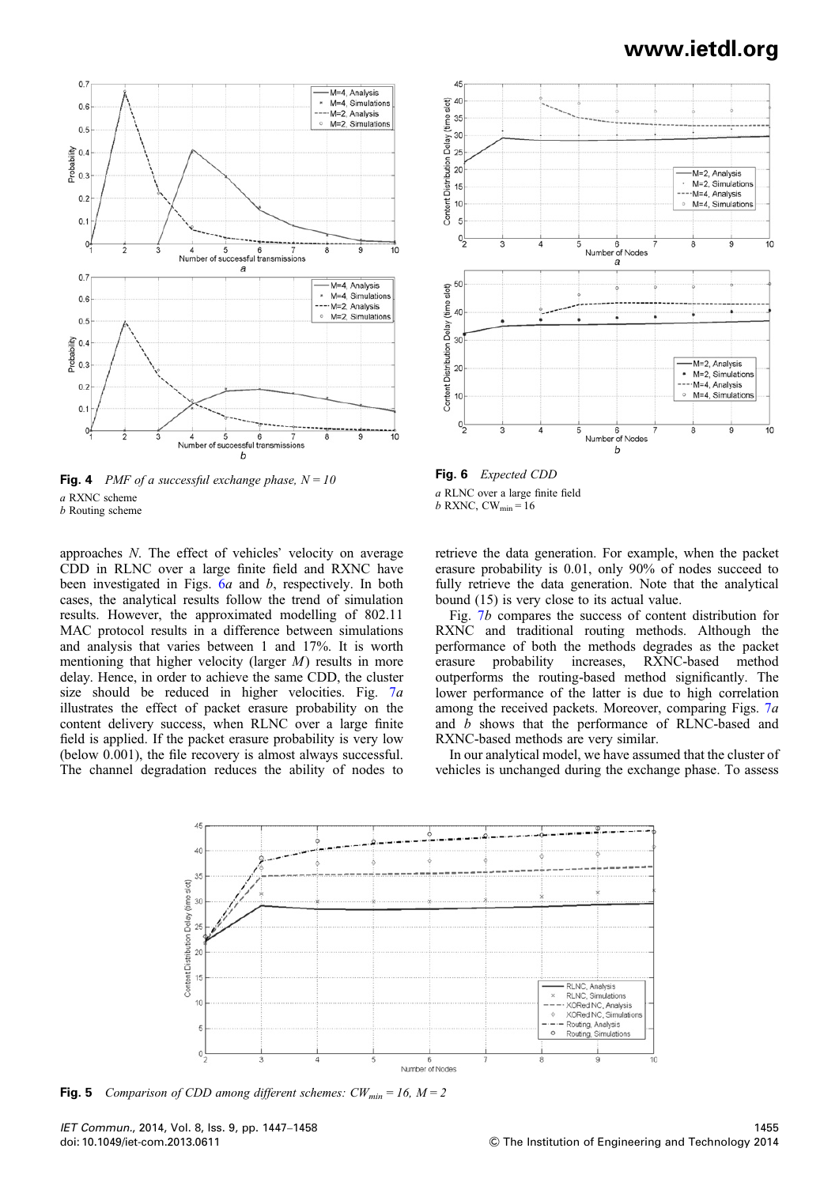**Fig. 4** *PMF of a successful exchange phase, N = 10*
*a* RXNC scheme
*b* Routing scheme

**Fig. 6** *Expected CDD*
*a* RLNC over a large finite field
*b* RXNC, $CW_{min} = 16$

approaches N. The effect of vehicles' velocity on average CDD in RLNC over a large finite field and RXNC have been investigated in Figs. 6*a* and *b*, respectively. In both cases, the analytical results follow the trend of simulation results. However, the approximated modelling of 802.11 MAC protocol results in a difference between simulations and analysis that varies between 1 and 17%. It is worth mentioning that higher velocity (larger $M$) results in more delay. Hence, in order to achieve the same CDD, the cluster size should be reduced in higher velocities. Fig. 7*a* illustrates the effect of packet erasure probability on the content delivery success, when RLNC over a large finite field is applied. If the packet erasure probability is very low (below 0.001), the file recovery is almost always successful. The channel degradation reduces the ability of nodes to retrieve the data generation. For example, when the packet erasure probability is 0.01, only 90% of nodes succeed to fully retrieve the data generation. Note that the analytical bound (15) is very close to its actual value.

Fig. 7*b* compares the success of content distribution for RXNC and traditional routing methods. Although the performance of both the methods degrades as the packet erasure probability increases, RXNC-based method outperforms the routing-based method significantly. The lower performance of the latter is due to high correlation among the received packets. Moreover, comparing Figs. 7*a* and *b* shows that the performance of RLNC-based and RXNC-based methods are very similar.

In our analytical model, we have assumed that the cluster of vehicles is unchanged during the exchange phase. To assess

**Fig. 5** *Comparison of CDD among different schemes: $CW_{min} = 16$, $M = 2$*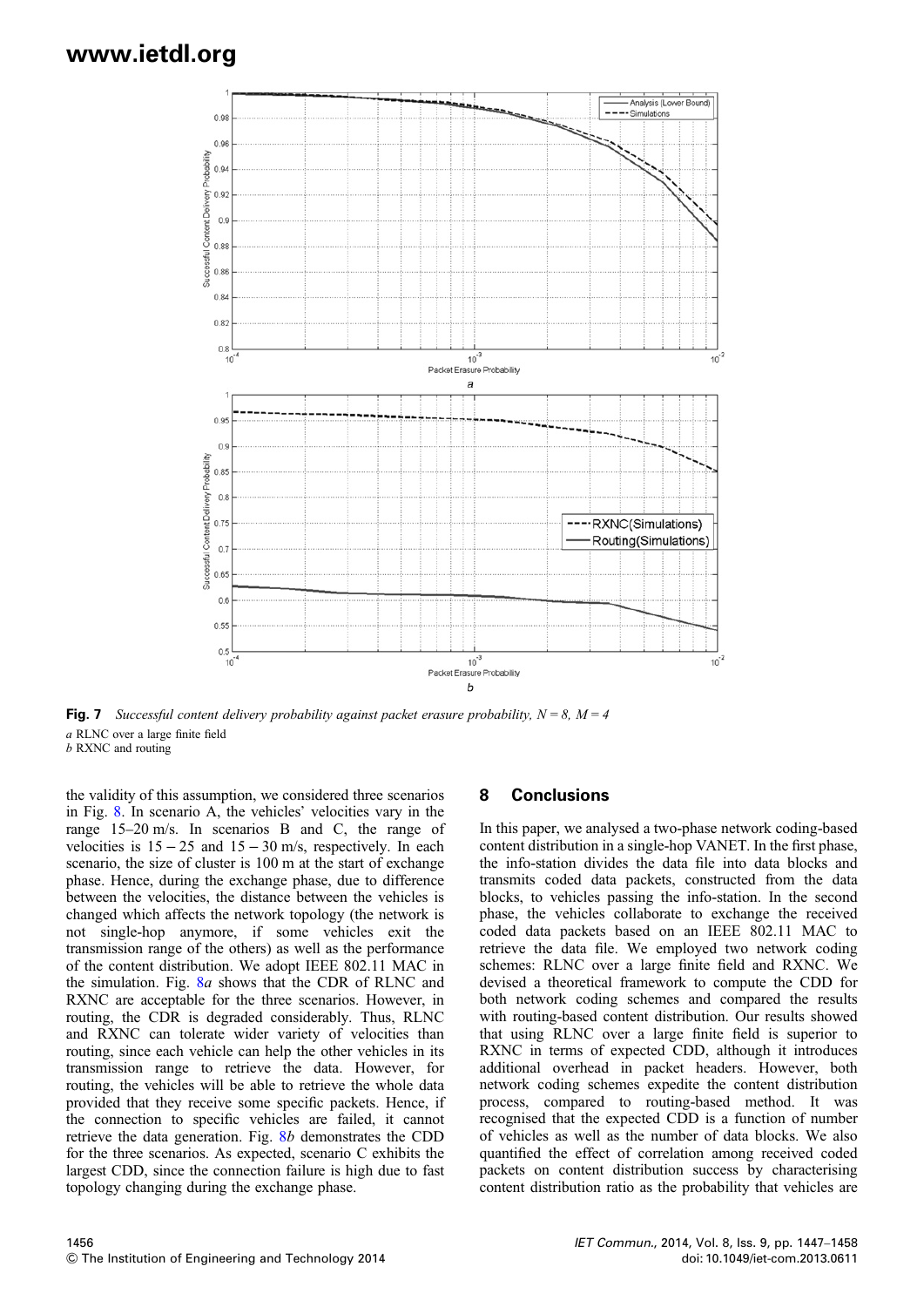Analysis (Lower Bound)
Simulations

Successful Content Delivery Probability

1
0.98
0.96
0.94
0.92
0.9
0.88
0.86
0.84
0.82
0.8

$10^{-4}$ $10^{-3}$ $10^{-2}$

Packet Erasure Probability

*a*

RXNC(Simulations)
Routing(Simulations)

Successful Content Delivery Probability

1
0.95
0.9
0.85
0.8
0.75
0.7
0.65
0.6
0.55
0.5

$10^{-4}$ $10^{-3}$ $10^{-2}$

Packet Erasure Probability

*b*

**Fig. 7** *Successful content delivery probability against packet erasure probability, $N = 8$, $M = 4$*
*a* RLNC over a large finite field
*b* RXNC and routing

the validity of this assumption, we considered three scenarios in Fig. 8. In scenario A, the vehicles' velocities vary in the range 15–20 m/s. In scenarios B and C, the range of velocities is $15 - 25$ and $15 - 30$ m/s, respectively. In each scenario, the size of cluster is 100 m at the start of exchange phase. Hence, during the exchange phase, due to difference between the velocities, the distance between the vehicles is changed which affects the network topology (the network is not single-hop anymore, if some vehicles exit the transmission range of the others) as well as the performance of the content distribution. We adopt IEEE 802.11 MAC in the simulation. Fig. 8*a* shows that the CDR of RLNC and RXNC are acceptable for the three scenarios. However, in routing, the CDR is degraded considerably. Thus, RLNC and RXNC can tolerate wider variety of velocities than routing, since each vehicle can help the other vehicles in its transmission range to retrieve the data. However, for routing, the vehicles will be able to retrieve the whole data provided that they receive some specific packets. Hence, if the connection to specific vehicles are failed, it cannot retrieve the data generation. Fig. 8*b* demonstrates the CDD for the three scenarios. As expected, scenario C exhibits the largest CDD, since the connection failure is high due to fast topology changing during the exchange phase.

## 8 Conclusions

In this paper, we analysed a two-phase network coding-based content distribution in a single-hop VANET. In the first phase, the info-station divides the data file into data blocks and transmits coded data packets, constructed from the data blocks, to vehicles passing the info-station. In the second phase, the vehicles collaborate to exchange the received coded data packets based on an IEEE 802.11 MAC to retrieve the data file. We employed two network coding schemes: RLNC over a large finite field and RXNC. We devised a theoretical framework to compute the CDD for both network coding schemes and compared the results with routing-based content distribution. Our results showed that using RLNC over a large finite field is superior to RXNC in terms of expected CDD, although it introduces additional overhead in packet headers. However, both network coding schemes expedite the content distribution process, compared to routing-based method. It was recognised that the expected CDD is a function of number of vehicles as well as the number of data blocks. We also quantified the effect of correlation among received coded packets on content distribution success by characterising content distribution ratio as the probability that vehicles are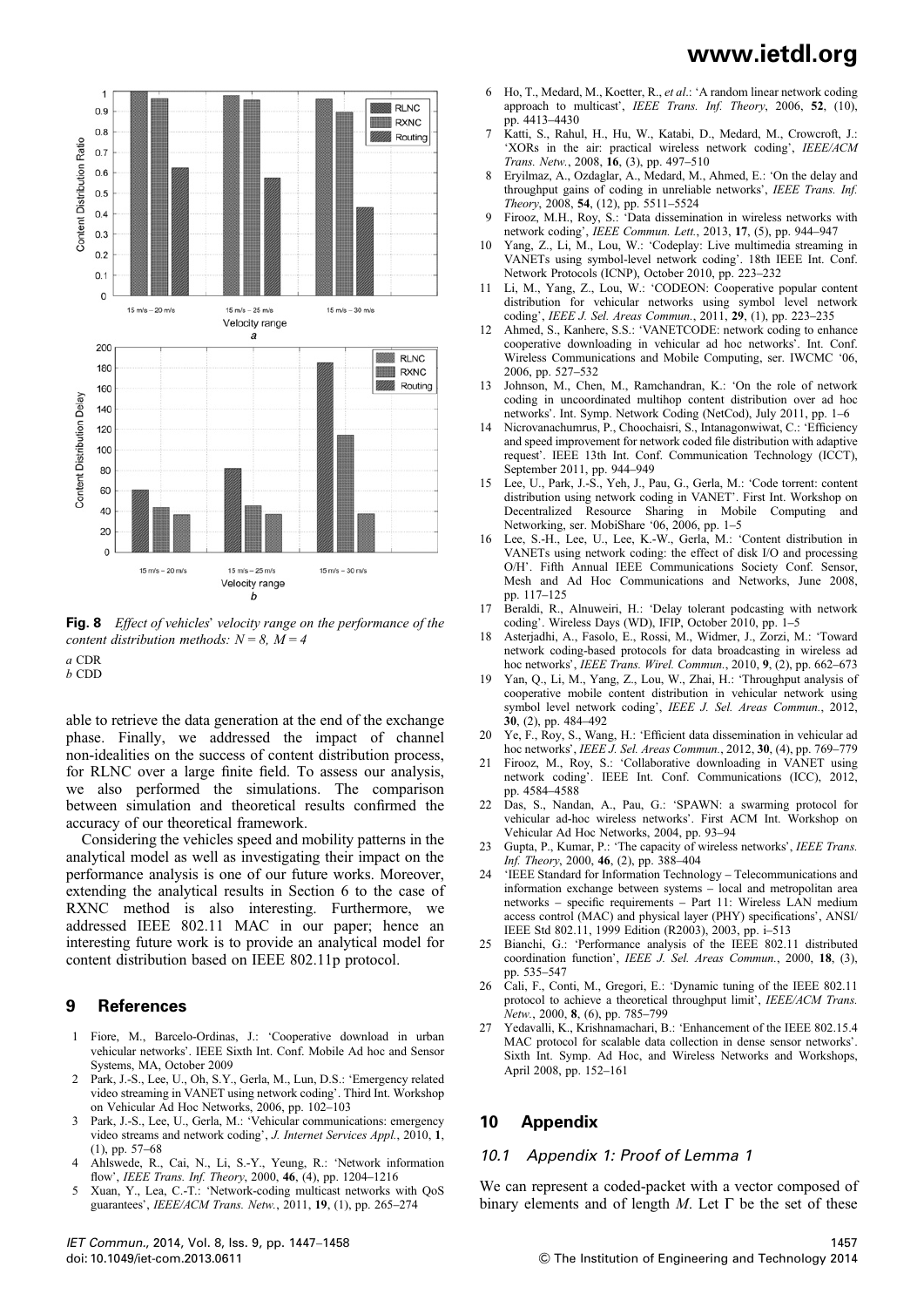Fig. 8 *Effect of vehicles' velocity range on the performance of the content distribution methods: $N = 8$, $M = 4$*

*a* CDR
*b* CDD

able to retrieve the data generation at the end of the exchange phase. Finally, we addressed the impact of channel non-idealities on the success of content distribution process, for RLNC over a large finite field. To assess our analysis, we also performed the simulations. The comparison between simulation and theoretical results confirmed the accuracy of our theoretical framework.

Considering the vehicles speed and mobility patterns in the analytical model as well as investigating their impact on the performance analysis is one of our future works. Moreover, extending the analytical results in Section 6 to the case of RXNC method is also interesting. Furthermore, we addressed IEEE 802.11 MAC in our paper; hence an interesting future work is to provide an analytical model for content distribution based on IEEE 802.11p protocol.

## 9 References

1. Fiore, M., Barcelo-Ordinas, J.: 'Cooperative download in urban vehicular networks'. IEEE Sixth Int. Conf. Mobile Ad hoc and Sensor Systems, MA, October 2009
2. Park, J.-S., Lee, U., Oh, S.Y., Gerla, M., Lun, D.S.: 'Emergency related video streaming in VANET using network coding'. Third Int. Workshop on Vehicular Ad Hoc Networks, 2006, pp. 102–103
3. Park, J.-S., Lee, U., Gerla, M.: 'Vehicular communications: emergency video streams and network coding', *J. Internet Services Appl.*, 2010, **1**, (1), pp. 57–68
4. Ahlswede, R., Cai, N., Li, S.-Y., Yeung, R.: 'Network information flow', *IEEE Trans. Inf. Theory*, 2000, **46**, (4), pp. 1204–1216
5. Xuan, Y., Lea, C.-T.: 'Network-coding multicast networks with QoS guarantees', *IEEE/ACM Trans. Netw.*, 2011, **19**, (1), pp. 265–274
6. Ho, T., Medard, M., Koetter, R., *et al.*: 'A random linear network coding approach to multicast', *IEEE Trans. Inf. Theory*, 2006, **52**, (10), pp. 4413–4430
7. Katti, S., Rahul, H., Hu, W., Katabi, D., Medard, M., Crowcroft, J.: 'XORs in the air: practical wireless network coding', *IEEE/ACM Trans. Netw.*, 2008, **16**, (3), pp. 497–510
8. Eryilmaz, A., Ozdaglar, A., Medard, M., Ahmed, E.: 'On the delay and throughput gains of coding in unreliable networks', *IEEE Trans. Inf. Theory*, 2008, **54**, (12), pp. 5511–5524
9. Firooz, M.H., Roy, S.: 'Data dissemination in wireless networks with network coding', *IEEE Commun. Lett.*, 2013, **17**, (5), pp. 944–947
10. Yang, Z., Li, M., Lou, W.: 'Codeplay: Live multimedia streaming in VANETs using symbol-level network coding'. 18th IEEE Int. Conf. Network Protocols (ICNP), October 2010, pp. 223–232
11. Li, M., Yang, Z., Lou, W.: 'CODEON: Cooperative popular content distribution for vehicular networks using symbol level network coding', *IEEE J. Sel. Areas Commun.*, 2011, **29**, (1), pp. 223–235
12. Ahmed, S., Kanhere, S.S.: 'VANETCODE: network coding to enhance cooperative downloading in vehicular ad hoc networks'. Int. Conf. Wireless Communications and Mobile Computing, ser. IWCMC '06, 2006, pp. 527–532
13. Johnson, M., Chen, M., Ramchandran, K.: 'On the role of network coding in uncoordinated multihop content distribution over ad hoc networks'. Int. Symp. Network Coding (NetCod), July 2011, pp. 1–6
14. Nicrovanachumrus, P., Choochaisri, S., Intanagonwiwat, C.: 'Efficiency and speed improvement for network coded file distribution with adaptive request'. IEEE 13th Int. Conf. Communication Technology (ICCT), September 2011, pp. 944–949
15. Lee, U., Park, J.-S., Yeh, J., Pau, G., Gerla, M.: 'Code torrent: content distribution using network coding in VANET'. First Int. Workshop on Decentralized Resource Sharing in Mobile Computing and Networking, ser. MobiShare '06, 2006, pp. 1–5
16. Lee, S.-H., Lee, U., Lee, K.-W., Gerla, M.: 'Content distribution in VANETs using network coding: the effect of disk I/O and processing O/H'. Fifth Annual IEEE Communications Society Conf. Sensor, Mesh and Ad Hoc Communications and Networks, June 2008, pp. 117–125
17. Beraldi, R., Alnuweiri, H.: 'Delay tolerant podcasting with network coding'. Wireless Days (WD), IFIP, October 2010, pp. 1–5
18. Asterjadhi, A., Fasolo, E., Rossi, M., Widmer, J., Zorzi, M.: 'Toward network coding-based protocols for data broadcasting in wireless ad hoc networks', *IEEE Trans. Wirel. Commun.*, 2010, **9**, (2), pp. 662–673
19. Yan, Q., Li, M., Yang, Z., Lou, W., Zhai, H.: 'Throughput analysis of cooperative mobile content distribution in vehicular network using symbol level network coding', *IEEE J. Sel. Areas Commun.*, 2012, **30**, (2), pp. 484–492
20. Ye, F., Roy, S., Wang, H.: 'Efficient data dissemination in vehicular ad hoc networks', *IEEE J. Sel. Areas Commun.*, 2012, **30**, (4), pp. 769–779
21. Firooz, M., Roy, S.: 'Collaborative downloading in VANET using network coding'. IEEE Int. Conf. Communications (ICC), 2012, pp. 4584–4588
22. Das, S., Nandan, A., Pau, G.: 'SPAWN: a swarming protocol for vehicular ad-hoc wireless networks'. First ACM Int. Workshop on Vehicular Ad Hoc Networks, 2004, pp. 93–94
23. Gupta, P., Kumar, P.: 'The capacity of wireless networks', *IEEE Trans. Inf. Theory*, 2000, **46**, (2), pp. 388–404
24. 'IEEE Standard for Information Technology – Telecommunications and information exchange between systems – local and metropolitan area networks – specific requirements – Part 11: Wireless LAN medium access control (MAC) and physical layer (PHY) specifications', ANSI/IEEE Std 802.11, 1999 Edition (R2003), 2003, pp. i–513
25. Bianchi, G.: 'Performance analysis of the IEEE 802.11 distributed coordination function', *IEEE J. Sel. Areas Commun.*, 2000, **18**, (3), pp. 535–547
26. Cali, F., Conti, M., Gregori, E.: 'Dynamic tuning of the IEEE 802.11 protocol to achieve a theoretical throughput limit', *IEEE/ACM Trans. Netw.*, 2000, **8**, (6), pp. 785–799
27. Yedavalli, K., Krishnamachari, B.: 'Enhancement of the IEEE 802.15.4 MAC protocol for scalable data collection in dense sensor networks'. Sixth Int. Symp. Ad Hoc, and Wireless Networks and Workshops, April 2008, pp. 152–161

## 10 Appendix

### 10.1 Appendix 1: Proof of Lemma 1

We can represent a coded-packet with a vector composed of binary elements and of length $M$. Let $\Gamma$ be the set of these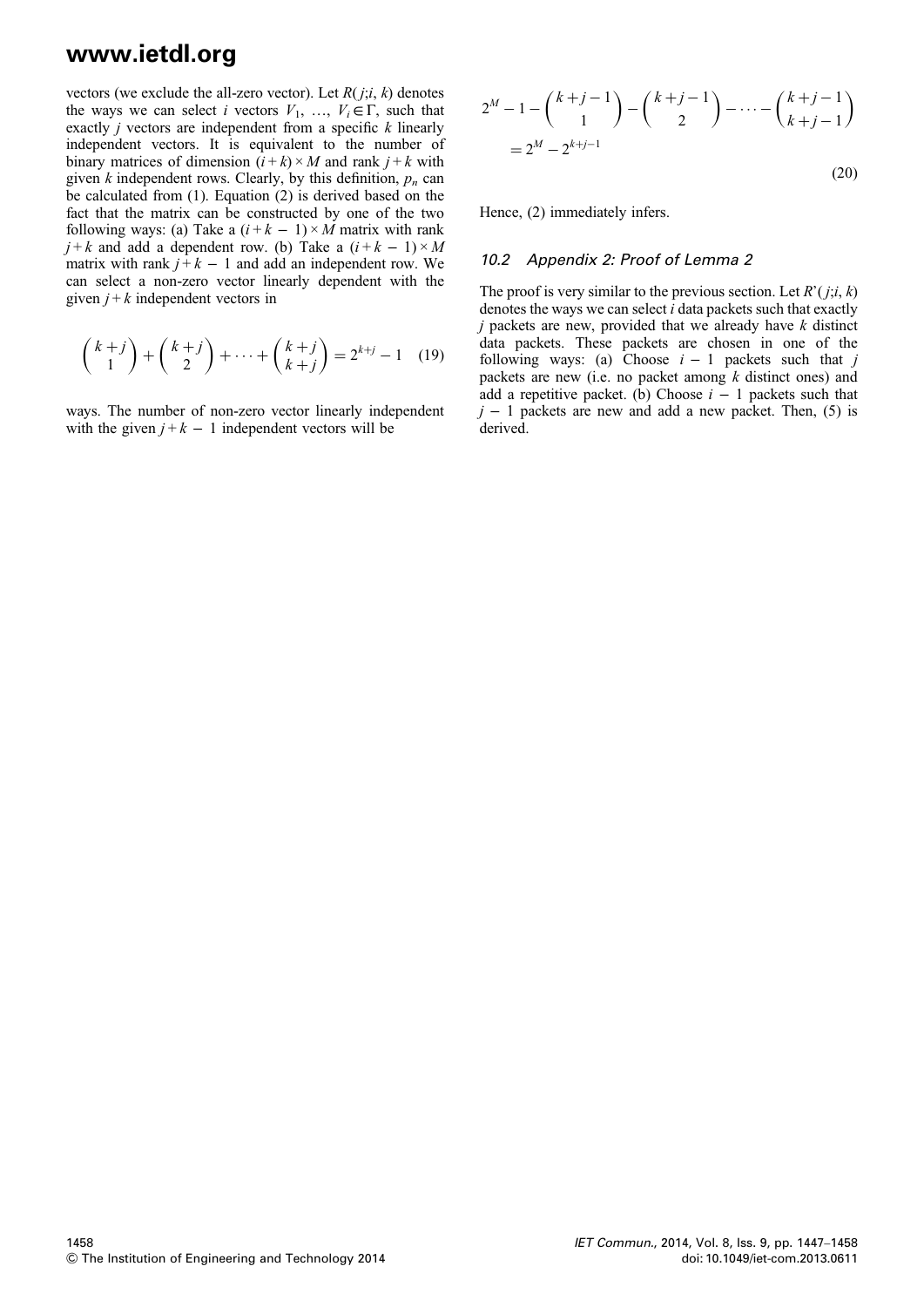vectors (we exclude the all-zero vector). Let $R(j;i, k)$ denotes the ways we can select $i$ vectors $V_1, \ldots, V_i \in \Gamma$, such that exactly $j$ vectors are independent from a specific $k$ linearly independent vectors. It is equivalent to the number of binary matrices of dimension $(i+k) \times M$ and rank $j+k$ with given $k$ independent rows. Clearly, by this definition, $p_n$ can be calculated from (1). Equation (2) is derived based on the fact that the matrix can be constructed by one of the two following ways: (a) Take a $(i+k-1) \times M$ matrix with rank $j+k$ and add a dependent row. (b) Take a $(i+k-1) \times M$ matrix with rank $j+k-1$ and add an independent row. We can select a non-zero vector linearly dependent with the given $j+k$ independent vectors in

$$\binom{k+j}{1} + \binom{k+j}{2} + \cdots + \binom{k+j}{k+j} = 2^{k+j} - 1 \quad (19)$$

ways. The number of non-zero vector linearly independent with the given $j+k-1$ independent vectors will be

$$2^M - 1 - \binom{k+j-1}{1} - \binom{k+j-1}{2} - \cdots - \binom{k+j-1}{k+j-1} = 2^M - 2^{k+j-1} \quad (20)$$

Hence, (2) immediately infers.

### 10.2 Appendix 2: Proof of Lemma 2

The proof is very similar to the previous section. Let $R'(j;i, k)$ denotes the ways we can select $i$ data packets such that exactly $j$ packets are new, provided that we already have $k$ distinct data packets. These packets are chosen in one of the following ways: (a) Choose $i-1$ packets such that $j$ packets are new (i.e. no packet among $k$ distinct ones) and add a repetitive packet. (b) Choose $i-1$ packets such that $j-1$ packets are new and add a new packet. Then, (5) is derived.